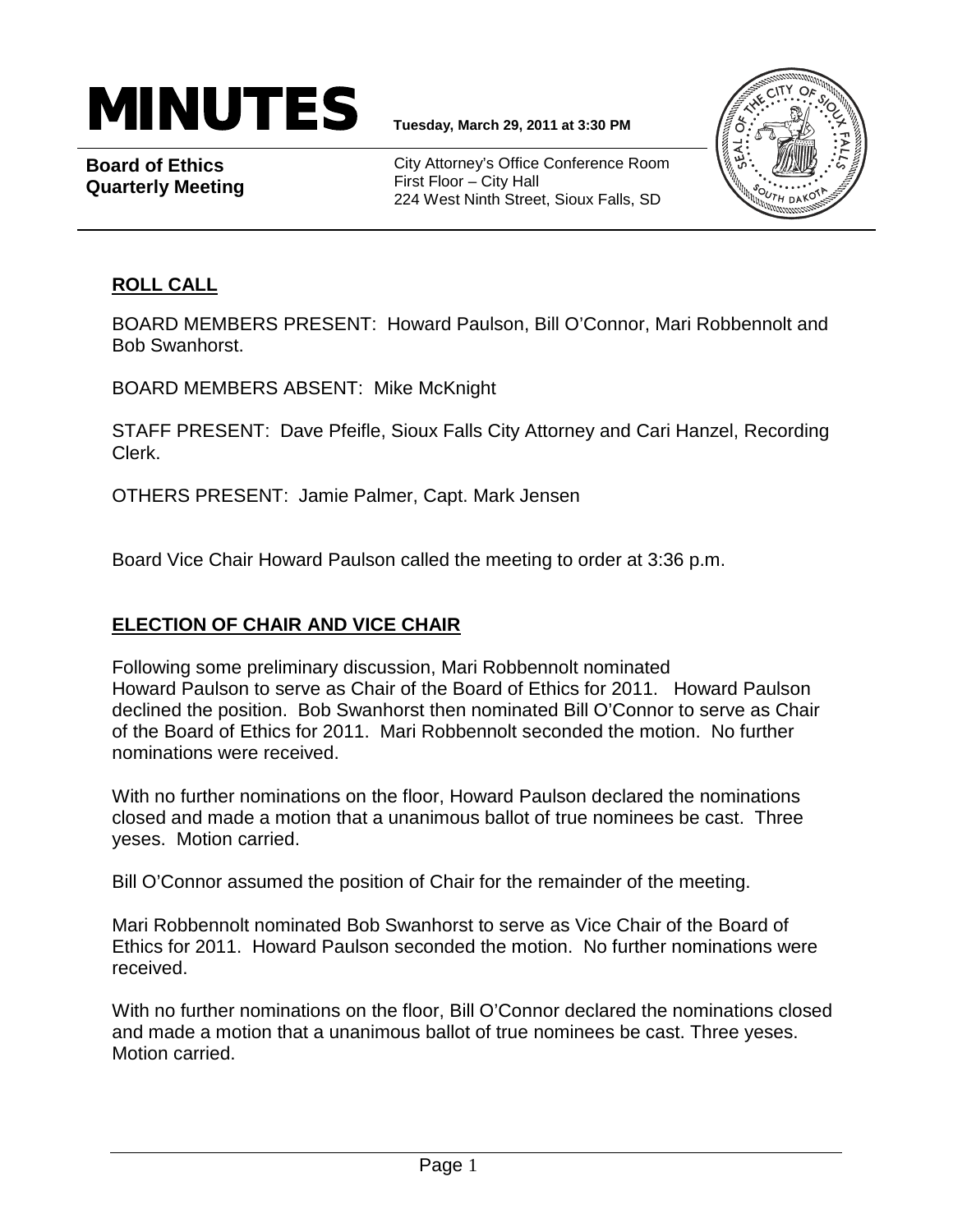# MINUTES

**Tuesday, March 29, 2011 at 3:30 PM**

**Board of Ethics Quarterly Meeting**

City Attorney's Office Conference Room
First Floor – City Hall
224 West Ninth Street, Sioux Falls, SD

## ROLL CALL

BOARD MEMBERS PRESENT: Howard Paulson, Bill O'Connor, Mari Robbennolt and Bob Swanhorst.

BOARD MEMBERS ABSENT: Mike McKnight

STAFF PRESENT: Dave Pfeifle, Sioux Falls City Attorney and Cari Hanzel, Recording Clerk.

OTHERS PRESENT: Jamie Palmer, Capt. Mark Jensen

Board Vice Chair Howard Paulson called the meeting to order at 3:36 p.m.

## ELECTION OF CHAIR AND VICE CHAIR

Following some preliminary discussion, Mari Robbennolt nominated Howard Paulson to serve as Chair of the Board of Ethics for 2011. Howard Paulson declined the position. Bob Swanhorst then nominated Bill O'Connor to serve as Chair of the Board of Ethics for 2011. Mari Robbennolt seconded the motion. No further nominations were received.

With no further nominations on the floor, Howard Paulson declared the nominations closed and made a motion that a unanimous ballot of true nominees be cast. Three yeses. Motion carried.

Bill O'Connor assumed the position of Chair for the remainder of the meeting.

Mari Robbennolt nominated Bob Swanhorst to serve as Vice Chair of the Board of Ethics for 2011. Howard Paulson seconded the motion. No further nominations were received.

With no further nominations on the floor, Bill O'Connor declared the nominations closed and made a motion that a unanimous ballot of true nominees be cast. Three yeses. Motion carried.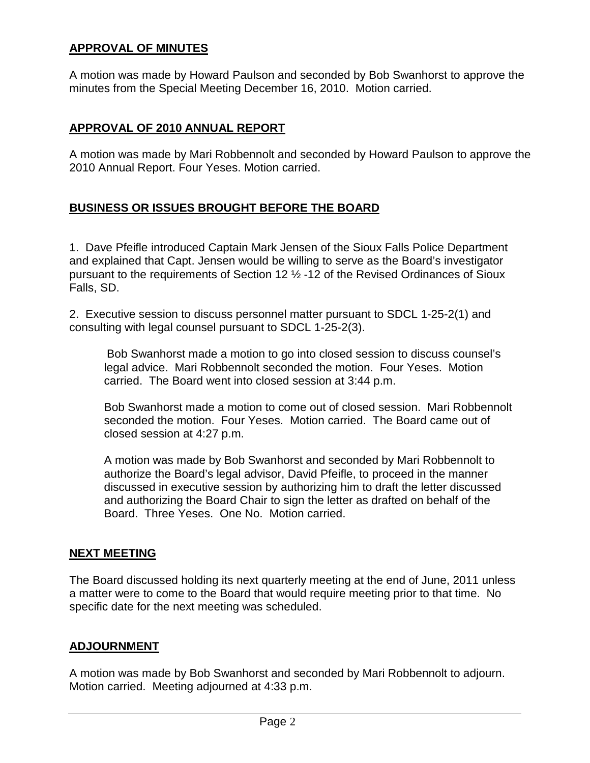## **APPROVAL OF MINUTES**

A motion was made by Howard Paulson and seconded by Bob Swanhorst to approve the minutes from the Special Meeting December 16, 2010. Motion carried.

## **APPROVAL OF 2010 ANNUAL REPORT**

A motion was made by Mari Robbennolt and seconded by Howard Paulson to approve the 2010 Annual Report. Four Yeses. Motion carried.

## **BUSINESS OR ISSUES BROUGHT BEFORE THE BOARD**

1. Dave Pfeifle introduced Captain Mark Jensen of the Sioux Falls Police Department and explained that Capt. Jensen would be willing to serve as the Board's investigator pursuant to the requirements of Section 12 ½ -12 of the Revised Ordinances of Sioux Falls, SD.

2. Executive session to discuss personnel matter pursuant to SDCL 1-25-2(1) and consulting with legal counsel pursuant to SDCL 1-25-2(3).

> Bob Swanhorst made a motion to go into closed session to discuss counsel's legal advice. Mari Robbennolt seconded the motion. Four Yeses. Motion carried. The Board went into closed session at 3:44 p.m.
>
> Bob Swanhorst made a motion to come out of closed session. Mari Robbennolt seconded the motion. Four Yeses. Motion carried. The Board came out of closed session at 4:27 p.m.
>
> A motion was made by Bob Swanhorst and seconded by Mari Robbennolt to authorize the Board's legal advisor, David Pfeifle, to proceed in the manner discussed in executive session by authorizing him to draft the letter discussed and authorizing the Board Chair to sign the letter as drafted on behalf of the Board. Three Yeses. One No. Motion carried.

## **NEXT MEETING**

The Board discussed holding its next quarterly meeting at the end of June, 2011 unless a matter were to come to the Board that would require meeting prior to that time. No specific date for the next meeting was scheduled.

## **ADJOURNMENT**

A motion was made by Bob Swanhorst and seconded by Mari Robbennolt to adjourn. Motion carried. Meeting adjourned at 4:33 p.m.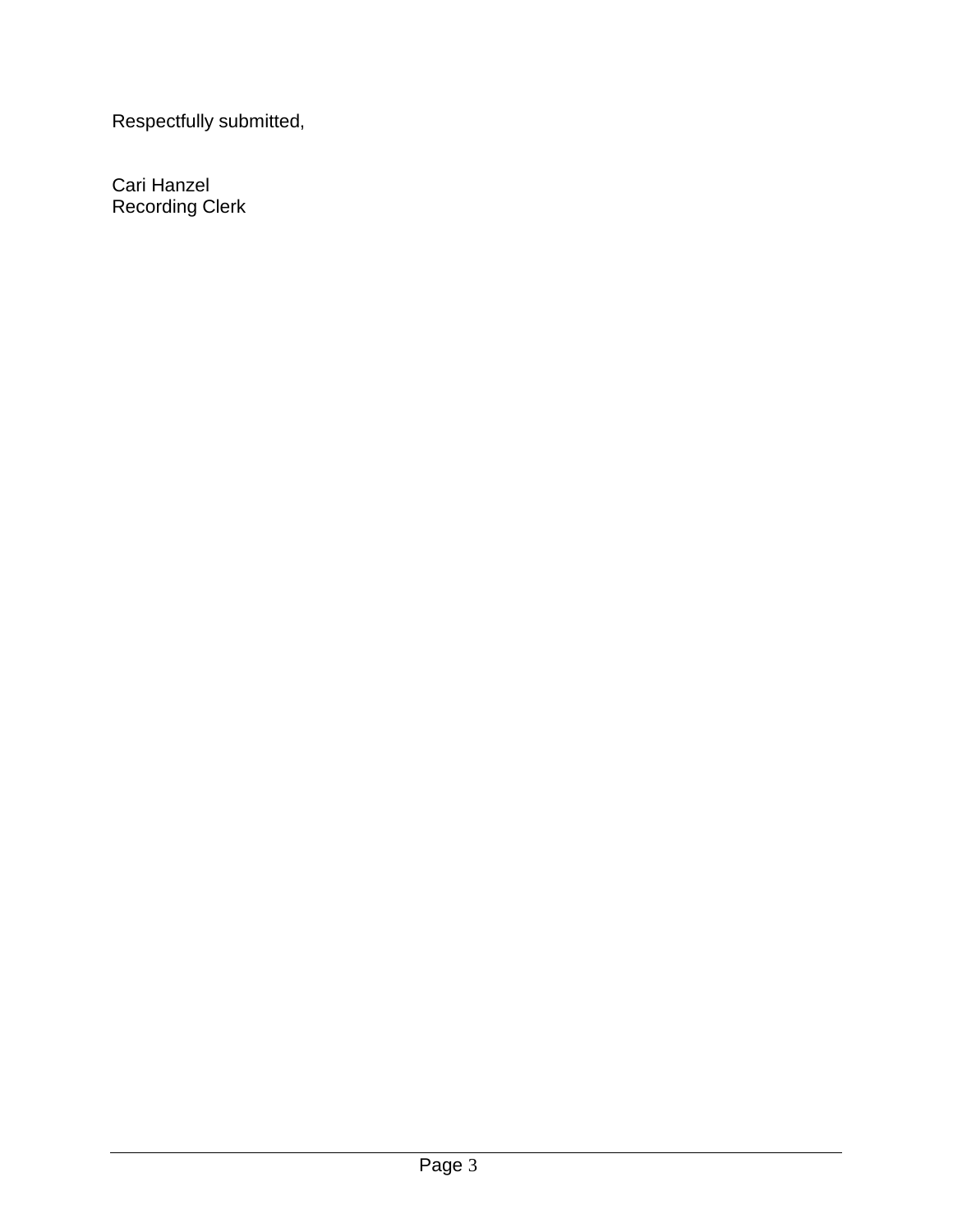Respectfully submitted,

Cari Hanzel
Recording Clerk